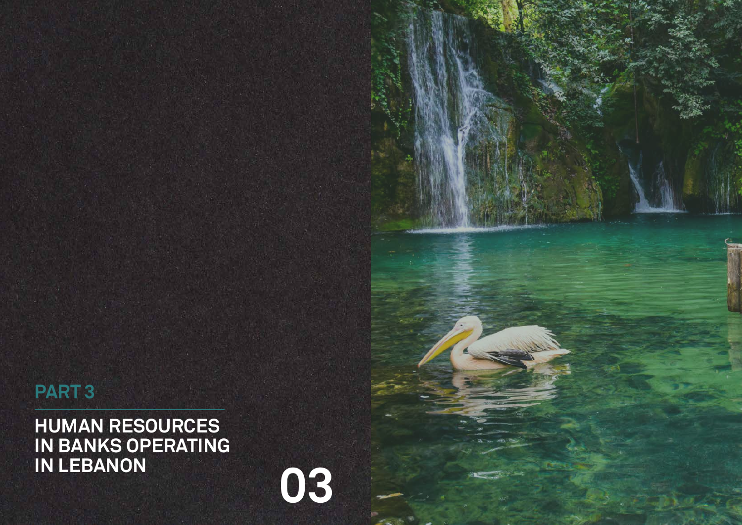PART 3

# HUMAN RESOURCES IN BANKS OPERATING IN LEBANON

03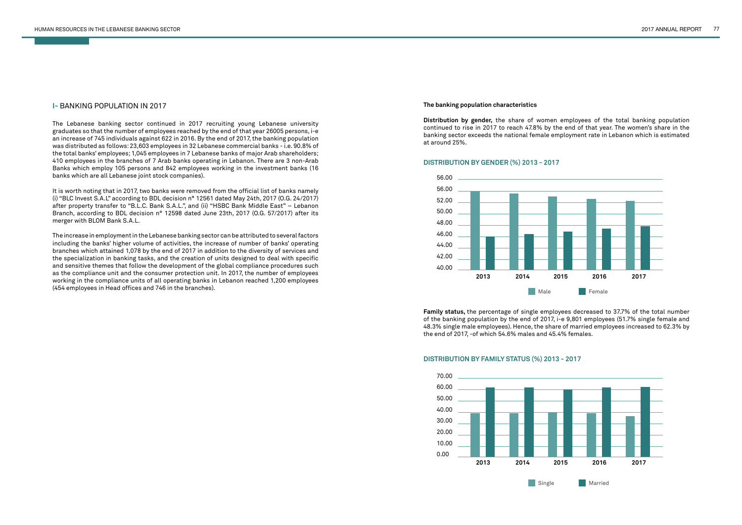## I- BANKING POPULATION IN 2017

The Lebanese banking sector continued in 2017 recruiting young Lebanese university graduates so that the number of employees reached by the end of that year 26005 persons, i-e an increase of 745 individuals against 622 in 2016. By the end of 2017, the banking population was distributed as follows: 23,603 employees in 32 Lebanese commercial banks - i.e. 90.8% of the total banks' employees; 1,045 employees in 7 Lebanese banks of major Arab shareholders; 410 employees in the branches of 7 Arab banks operating in Lebanon. There are 3 non-Arab Banks which employ 105 persons and 842 employees working in the investment banks (16 banks which are all Lebanese joint stock companies).

It is worth noting that in 2017, two banks were removed from the official list of banks namely (i) "BLC Invest S.A.L" according to BDL decision n° 12561 dated May 24th, 2017 (O.G. 24/2017) after property transfer to "B.L.C. Bank S.A.L.", and (ii) "HSBC Bank Middle East" – Lebanon Branch, according to BDL decision n° 12598 dated June 23th, 2017 (O.G. 57/2017) after its merger with BLOM Bank S.A.L.

The increase in employment in the Lebanese banking sector can be attributed to several factors including the banks' higher volume of activities, the increase of number of banks' operating branches which attained 1,078 by the end of 2017 in addition to the diversity of services and the specialization in banking tasks, and the creation of units designed to deal with specific and sensitive themes that follow the development of the global compliance procedures such as the compliance unit and the consumer protection unit. In 2017, the number of employees working in the compliance units of all operating banks in Lebanon reached 1,200 employees (454 employees in Head offices and 746 in the branches).

**The banking population characteristics**

**Distribution by gender,** the share of women employees of the total banking population continued to rise in 2017 to reach 47.8% by the end of that year. The women's share in the banking sector exceeds the national female employment rate in Lebanon which is estimated at around 25%.

### DISTRIBUTION BY GENDER (%) 2013 - 2017

**Family status,** the percentage of single employees decreased to 37.7% of the total number of the banking population by the end of 2017, i-e 9,801 employees (51.7% single female and 48.3% single male employees). Hence, the share of married employees increased to 62.3% by the end of 2017, -of which 54.6% males and 45.4% females.

### DISTRIBUTION BY FAMILY STATUS (%) 2013 - 2017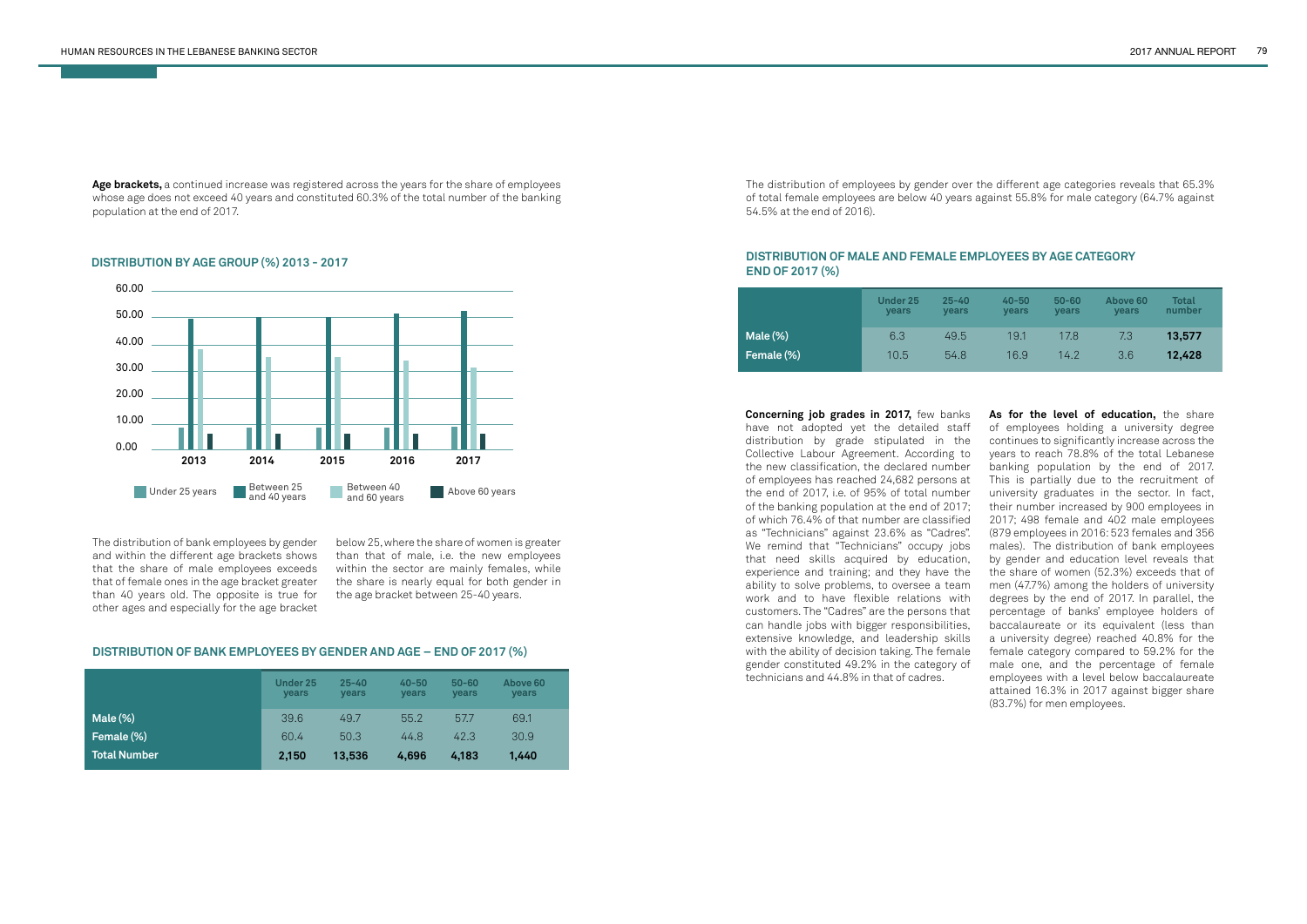**Age brackets,** a continued increase was registered across the years for the share of employees whose age does not exceed 40 years and constituted 60.3% of the total number of the banking population at the end of 2017.

### DISTRIBUTION BY AGE GROUP (%) 2013 - 2017

The distribution of bank employees by gender and within the different age brackets shows that the share of male employees exceeds that of female ones in the age bracket greater than 40 years old. The opposite is true for other ages and especially for the age bracket below 25, where the share of women is greater than that of male, i.e. the new employees within the sector are mainly females, while the share is nearly equal for both gender in the age bracket between 25-40 years.

### DISTRIBUTION OF BANK EMPLOYEES BY GENDER AND AGE – END OF 2017 (%)

| | Under 25 years | 25-40 years | 40-50 years | 50-60 years | Above 60 years |
|---|---|---|---|---|---|
| Male (%) | 39.6 | 49.7 | 55.2 | 57.7 | 69.1 |
| Female (%) | 60.4 | 50.3 | 44.8 | 42.3 | 30.9 |
| **Total Number** | **2,150** | **13,536** | **4,696** | **4,183** | **1,440** |

The distribution of employees by gender over the different age categories reveals that 65.3% of total female employees are below 40 years against 55.8% for male category (64.7% against 54.5% at the end of 2016).

### DISTRIBUTION OF MALE AND FEMALE EMPLOYEES BY AGE CATEGORY END OF 2017 (%)

| | Under 25 years | 25-40 years | 40-50 years | 50-60 years | Above 60 years | Total number |
|---|---|---|---|---|---|---|
| Male (%) | 6.3 | 49.5 | 19.1 | 17.8 | 7.3 | **13,577** |
| Female (%) | 10.5 | 54.8 | 16.9 | 14.2 | 3.6 | **12,428** |

**Concerning job grades in 2017,** few banks have not adopted yet the detailed staff distribution by grade stipulated in the Collective Labour Agreement. According to the new classification, the declared number of employees has reached 24,682 persons at the end of 2017, i.e. of 95% of total number of the banking population at the end of 2017; of which 76.4% of that number are classified as "Technicians" against 23.6% as "Cadres". We remind that "Technicians" occupy jobs that need skills acquired by education, experience and training; and they have the ability to solve problems, to oversee a team work and to have flexible relations with customers. The "Cadres" are the persons that can handle jobs with bigger responsibilities, extensive knowledge, and leadership skills with the ability of decision taking. The female gender constituted 49.2% in the category of technicians and 44.8% in that of cadres.

**As for the level of education,** the share of employees holding a university degree continues to significantly increase across the years to reach 78.8% of the total Lebanese banking population by the end of 2017. This is partially due to the recruitment of university graduates in the sector. In fact, their number increased by 900 employees in 2017; 498 female and 402 male employees (879 employees in 2016: 523 females and 356 males). The distribution of bank employees by gender and education level reveals that the share of women (52.3%) exceeds that of men (47.7%) among the holders of university degrees by the end of 2017. In parallel, the percentage of banks' employee holders of baccalaureate or its equivalent (less than a university degree) reached 40.8% for the female category compared to 59.2% for the male one, and the percentage of female employees with a level below baccalaureate attained 16.3% in 2017 against bigger share (83.7%) for men employees.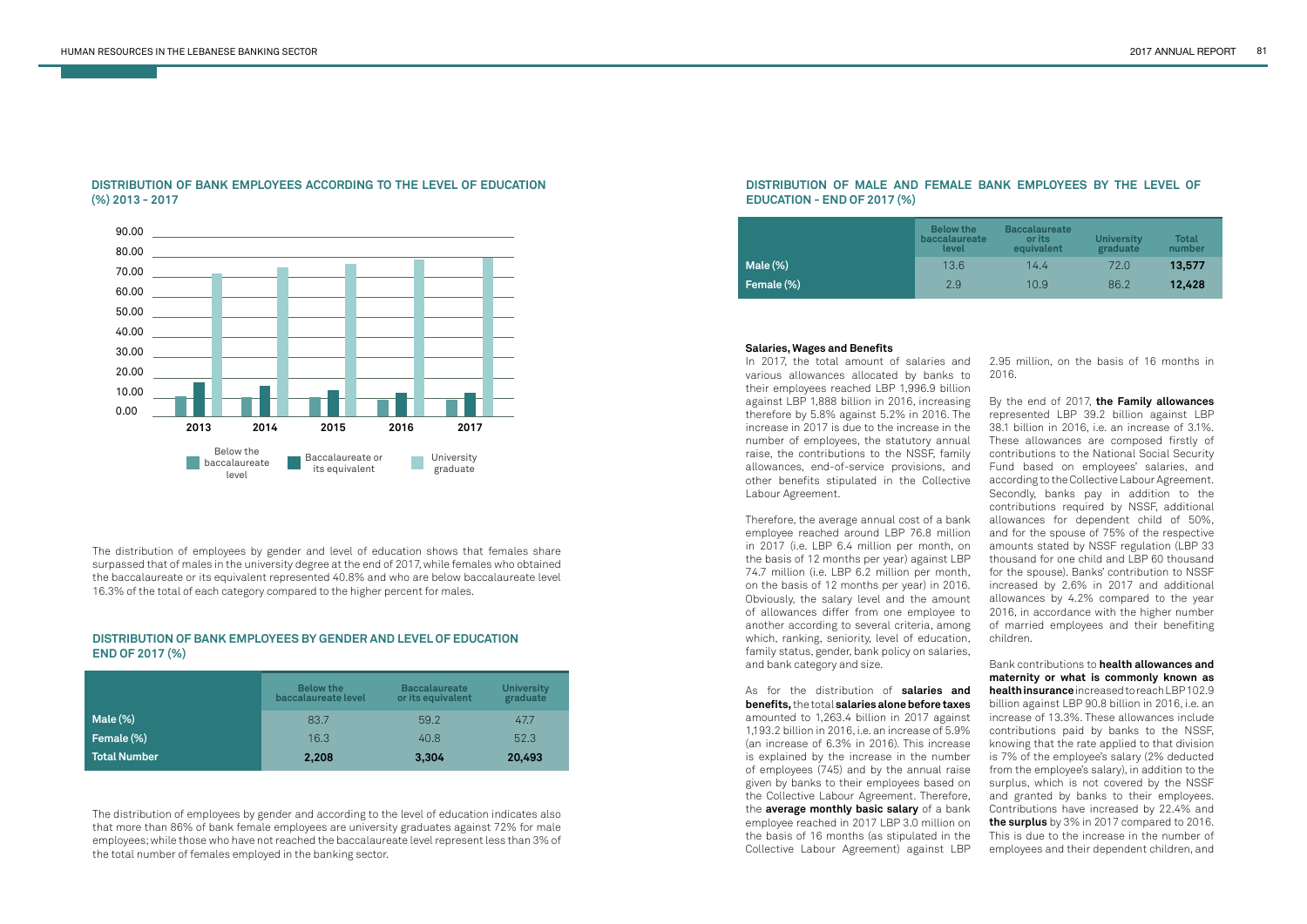## DISTRIBUTION OF BANK EMPLOYEES ACCORDING TO THE LEVEL OF EDUCATION (%) 2013 - 2017

The distribution of employees by gender and level of education shows that females share surpassed that of males in the university degree at the end of 2017, while females who obtained the baccalaureate or its equivalent represented 40.8% and who are below baccalaureate level 16.3% of the total of each category compared to the higher percent for males.

## DISTRIBUTION OF BANK EMPLOYEES BY GENDER AND LEVEL OF EDUCATION END OF 2017 (%)

| | Below the baccalaureate level | Baccalaureate or its equivalent | University graduate |
|---|---|---|---|
| Male (%) | 83.7 | 59.2 | 47.7 |
| Female (%) | 16.3 | 40.8 | 52.3 |
| **Total Number** | **2,208** | **3,304** | **20,493** |

The distribution of employees by gender and according to the level of education indicates also that more than 86% of bank female employees are university graduates against 72% for male employees; while those who have not reached the baccalaureate level represent less than 3% of the total number of females employed in the banking sector.

## DISTRIBUTION OF MALE AND FEMALE BANK EMPLOYEES BY THE LEVEL OF EDUCATION - END OF 2017 (%)

| | Below the baccalaureate level | Baccalaureate or its equivalent | University graduate | Total number |
|---|---|---|---|---|
| Male (%) | 13.6 | 14.4 | 72.0 | **13,577** |
| Female (%) | 2.9 | 10.9 | 86.2 | **12,428** |

**Salaries, Wages and Benefits**

In 2017, the total amount of salaries and various allowances allocated by banks to their employees reached LBP 1,996.9 billion against LBP 1,888 billion in 2016, increasing therefore by 5.8% against 5.2% in 2016. The increase in 2017 is due to the increase in the number of employees, the statutory annual raise, the contributions to the NSSF, family allowances, end-of-service provisions, and other benefits stipulated in the Collective Labour Agreement.

Therefore, the average annual cost of a bank employee reached around LBP 76.8 million in 2017 (i.e. LBP 6.4 million per month, on the basis of 12 months per year) against LBP 74.7 million (i.e. LBP 6.2 million per month, on the basis of 12 months per year) in 2016. Obviously, the salary level and the amount of allowances differ from one employee to another according to several criteria, among which, ranking, seniority, level of education, family status, gender, bank policy on salaries, and bank category and size.

As for the distribution of **salaries and benefits,** the total **salaries alone before taxes** amounted to 1,263.4 billion in 2017 against 1,193.2 billion in 2016, i.e. an increase of 5.9% (an increase of 6.3% in 2016). This increase is explained by the increase in the number of employees (745) and by the annual raise given by banks to their employees based on the Collective Labour Agreement. Therefore, the **average monthly basic salary** of a bank employee reached in 2017 LBP 3.0 million on the basis of 16 months (as stipulated in the Collective Labour Agreement) against LBP 2.95 million, on the basis of 16 months in 2016.

By the end of 2017, **the Family allowances** represented LBP 39.2 billion against LBP 38.1 billion in 2016, i.e. an increase of 3.1%. These allowances are composed firstly of contributions to the National Social Security Fund based on employees' salaries, and according to the Collective Labour Agreement. Secondly, banks pay in addition to the contributions required by NSSF, additional allowances for dependent child of 50%, and for the spouse of 75% of the respective amounts stated by NSSF regulation (LBP 33 thousand for one child and LBP 60 thousand for the spouse). Banks' contribution to NSSF increased by 2.6% in 2017 and additional allowances by 4.2% compared to the year 2016, in accordance with the higher number of married employees and their benefiting children.

Bank contributions to **health allowances and maternity or what is commonly known as health insurance** increased to reach LBP 102.9 billion against LBP 90.8 billion in 2016, i.e. an increase of 13.3%. These allowances include contributions paid by banks to the NSSF, knowing that the rate applied to that division is 7% of the employee's salary (2% deducted from the employee's salary), in addition to the surplus, which is not covered by the NSSF and granted by banks to their employees. Contributions have increased by 22.4% and **the surplus** by 3% in 2017 compared to 2016. This is due to the increase in the number of employees and their dependent children, and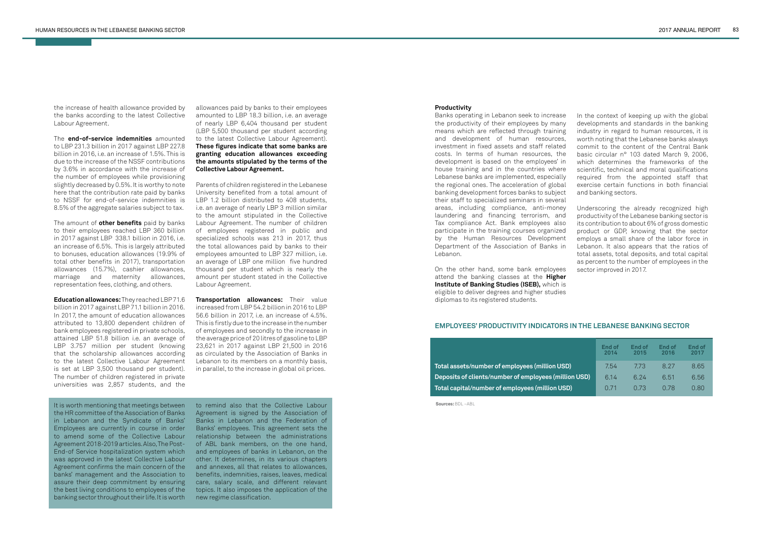the increase of health allowance provided by the banks according to the latest Collective Labour Agreement.

The **end-of-service indemnities** amounted to LBP 231.3 billion in 2017 against LBP 227.8 billion in 2016, i.e. an increase of 1.5%. This is due to the increase of the NSSF contributions by 3.6% in accordance with the increase of the number of employees while provisioning slightly decreased by 0.5%. It is worthy to note here that the contribution rate paid by banks to NSSF for end-of-service indemnities is 8.5% of the aggregate salaries subject to tax.

The amount of **other benefits** paid by banks to their employees reached LBP 360 billion in 2017 against LBP 338.1 billion in 2016, i.e. an increase of 6.5%. This is largely attributed to bonuses, education allowances (19.9% of total other benefits in 2017), transportation allowances (15.7%), cashier allowances, marriage and maternity allowances, representation fees, clothing, and others.

**Education allowances:** They reached LBP 71.6 billion in 2017 against LBP 71.1 billion in 2016. In 2017, the amount of education allowances attributed to 13,800 dependent children of bank employees registered in private schools, attained LBP 51.8 billion i.e. an average of LBP 3.757 million per student (knowing that the scholarship allowances according to the latest Collective Labour Agreement is set at LBP 3,500 thousand per student). The number of children registered in private universities was 2,857 students, and the allowances paid by banks to their employees amounted to LBP 18.3 billion, i.e. an average of nearly LBP 6,404 thousand per student (LBP 5,500 thousand per student according to the latest Collective Labour Agreement). **These figures indicate that some banks are granting education allowances exceeding the amounts stipulated by the terms of the Collective Labour Agreement.**

Parents of children registered in the Lebanese University benefited from a total amount of LBP 1.2 billion distributed to 408 students, i.e. an average of nearly LBP 3 million similar to the amount stipulated in the Collective Labour Agreement. The number of children of employees registered in public and specialized schools was 213 in 2017, thus the total allowances paid by banks to their employees amounted to LBP 327 million, i.e. an average of LBP one million five hundred thousand per student which is nearly the amount per student stated in the Collective Labour Agreement.

**Transportation allowances:** Their value increased from LBP 54.2 billion in 2016 to LBP 56.6 billion in 2017, i.e. an increase of 4.5%. This is firstly due to the increase in the number of employees and secondly to the increase in the average price of 20 litres of gasoline to LBP 23,621 in 2017 against LBP 21,500 in 2016 as circulated by the Association of Banks in Lebanon to its members on a monthly basis, in parallel, to the increase in global oil prices.

It is worth mentioning that meetings between the HR committee of the Association of Banks in Lebanon and the Syndicate of Banks' Employees are currently in course in order to amend some of the Collective Labour Agreement 2018-2019 articles. Also, The Post-End-of Service hospitalization system which was approved in the latest Collective Labour Agreement confirms the main concern of the banks' management and the Association to assure their deep commitment by ensuring the best living conditions to employees of the banking sector throughout their life. It is worth to remind also that the Collective Labour Agreement is signed by the Association of Banks in Lebanon and the Federation of Banks' employees. This agreement sets the relationship between the administrations of ABL bank members, on the one hand, and employees of banks in Lebanon, on the other. It determines, in its various chapters and annexes, all that relates to allowances, benefits, indemnities, raises, leaves, medical care, salary scale, and different relevant topics. It also imposes the application of the new regime classification.

**Productivity**

Banks operating in Lebanon seek to increase the productivity of their employees by many means which are reflected through training and development of human resources, investment in fixed assets and staff related costs. In terms of human resources, the development is based on the employees' in house training and in the countries where Lebanese banks are implemented, especially the regional ones. The acceleration of global banking development forces banks to subject their staff to specialized seminars in several areas, including compliance, anti-money laundering and financing terrorism, and Tax compliance Act. Bank employees also participate in the training courses organized by the Human Resources Development Department of the Association of Banks in Lebanon.

On the other hand, some bank employees attend the banking classes at the **Higher Institute of Banking Studies (ISEB),** which is eligible to deliver degrees and higher studies diplomas to its registered students.

In the context of keeping up with the global developments and standards in the banking industry in regard to human resources, it is worth noting that the Lebanese banks always commit to the content of the Central Bank basic circular n° 103 dated March 9, 2006, which determines the frameworks of the scientific, technical and moral qualifications required from the appointed staff that exercise certain functions in both financial and banking sectors.

Underscoring the already recognized high productivity of the Lebanese banking sector is its contribution to about 6% of gross domestic product or GDP, knowing that the sector employs a small share of the labor force in Lebanon. It also appears that the ratios of total assets, total deposits, and total capital as percent to the number of employees in the sector improved in 2017.

## EMPLOYEES' PRODUCTIVITY INDICATORS IN THE LEBANESE BANKING SECTOR

| | End of 2014 | End of 2015 | End of 2016 | End of 2017 |
|---|---|---|---|---|
| Total assets/number of employees (million USD) | 7.54 | 7.73 | 8.27 | 8.65 |
| Deposits of clients/number of employees (million USD) | 6.14 | 6.24 | 6.51 | 6.56 |
| Total capital/number of employees (million USD) | 0.71 | 0.73 | 0.78 | 0.80 |

**Sources:** BDL –ABL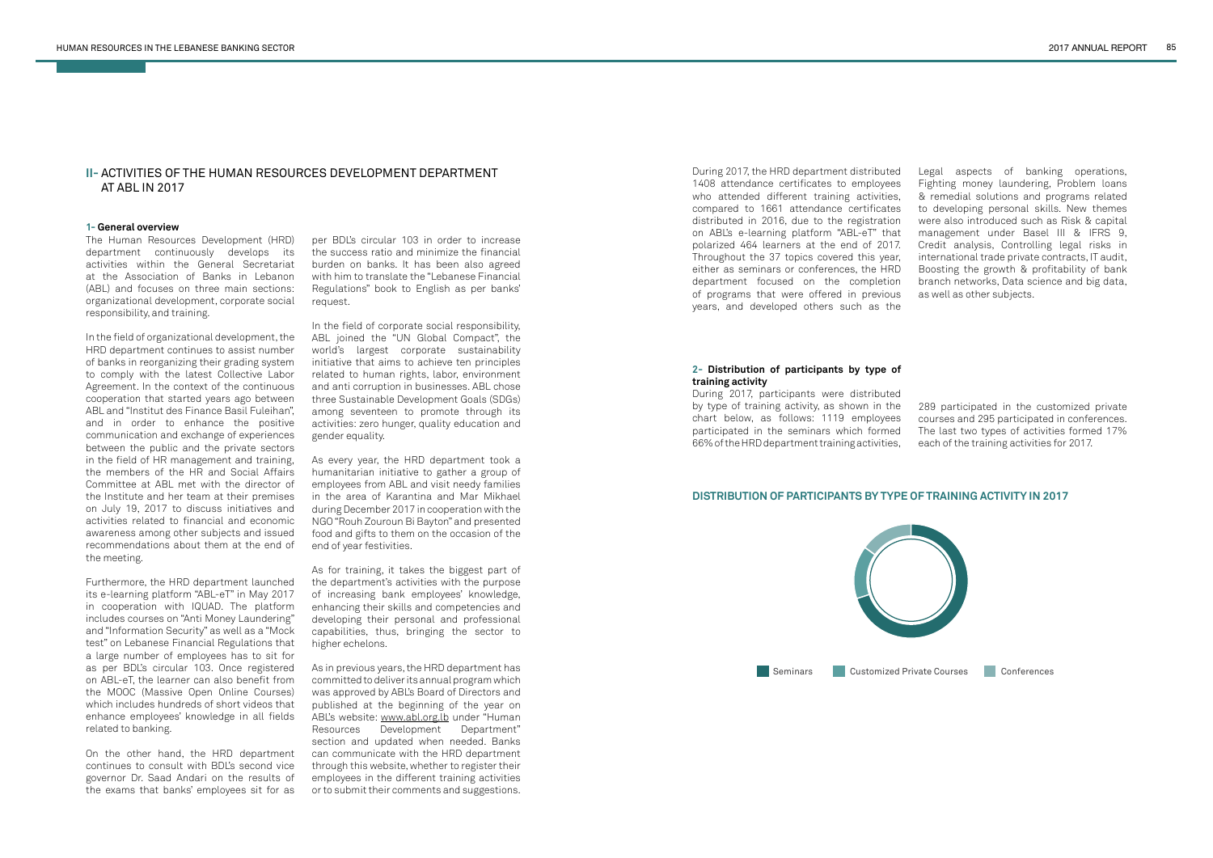## II- ACTIVITIES OF THE HUMAN RESOURCES DEVELOPMENT DEPARTMENT AT ABL IN 2017

### 1- General overview

The Human Resources Development (HRD) department continuously develops its activities within the General Secretariat at the Association of Banks in Lebanon (ABL) and focuses on three main sections: organizational development, corporate social responsibility, and training.

In the field of organizational development, the HRD department continues to assist number of banks in reorganizing their grading system to comply with the latest Collective Labor Agreement. In the context of the continuous cooperation that started years ago between ABL and "Institut des Finance Basil Fuleihan", and in order to enhance the positive communication and exchange of experiences between the public and the private sectors in the field of HR management and training, the members of the HR and Social Affairs Committee at ABL met with the director of the Institute and her team at their premises on July 19, 2017 to discuss initiatives and activities related to financial and economic awareness among other subjects and issued recommendations about them at the end of the meeting.

Furthermore, the HRD department launched its e-learning platform "ABL-eT" in May 2017 in cooperation with IQUAD. The platform includes courses on "Anti Money Laundering" and "Information Security" as well as a "Mock test" on Lebanese Financial Regulations that a large number of employees has to sit for as per BDL's circular 103. Once registered on ABL-eT, the learner can also benefit from the MOOC (Massive Open Online Courses) which includes hundreds of short videos that enhance employees' knowledge in all fields related to banking.

On the other hand, the HRD department continues to consult with BDL's second vice governor Dr. Saad Andari on the results of the exams that banks' employees sit for as per BDL's circular 103 in order to increase the success ratio and minimize the financial burden on banks. It has been also agreed with him to translate the "Lebanese Financial Regulations" book to English as per banks' request.

In the field of corporate social responsibility, ABL joined the "UN Global Compact", the world's largest corporate sustainability initiative that aims to achieve ten principles related to human rights, labor, environment and anti corruption in businesses. ABL chose three Sustainable Development Goals (SDGs) among seventeen to promote through its activities: zero hunger, quality education and gender equality.

As every year, the HRD department took a humanitarian initiative to gather a group of employees from ABL and visit needy families in the area of Karantina and Mar Mikhael during December 2017 in cooperation with the NGO "Rouh Zouroun Bi Bayton" and presented food and gifts to them on the occasion of the end of year festivities.

As for training, it takes the biggest part of the department's activities with the purpose of increasing bank employees' knowledge, enhancing their skills and competencies and developing their personal and professional capabilities, thus, bringing the sector to higher echelons.

As in previous years, the HRD department has committed to deliver its annual program which was approved by ABL's Board of Directors and published at the beginning of the year on ABL's website: www.abl.org.lb under "Human Resources Development Department" section and updated when needed. Banks can communicate with the HRD department through this website, whether to register their employees in the different training activities or to submit their comments and suggestions.

During 2017, the HRD department distributed 1408 attendance certificates to employees who attended different training activities, compared to 1661 attendance certificates distributed in 2016, due to the registration on ABL's e-learning platform "ABL-eT" that polarized 464 learners at the end of 2017. Throughout the 37 topics covered this year, either as seminars or conferences, the HRD department focused on the completion of programs that were offered in previous years, and developed others such as the Legal aspects of banking operations, Fighting money laundering, Problem loans & remedial solutions and programs related to developing personal skills. New themes were also introduced such as Risk & capital management under Basel III & IFRS 9, Credit analysis, Controlling legal risks in international trade private contracts, IT audit, Boosting the growth & profitability of bank branch networks, Data science and big data, as well as other subjects.

### 2- Distribution of participants by type of training activity

During 2017, participants were distributed by type of training activity, as shown in the chart below, as follows: 1119 employees participated in the seminars which formed 66% of the HRD department training activities, 289 participated in the customized private courses and 295 participated in conferences. The last two types of activities formed 17% each of the training activities for 2017.

#### DISTRIBUTION OF PARTICIPANTS BY TYPE OF TRAINING ACTIVITY IN 2017

Seminars | Customized Private Courses | Conferences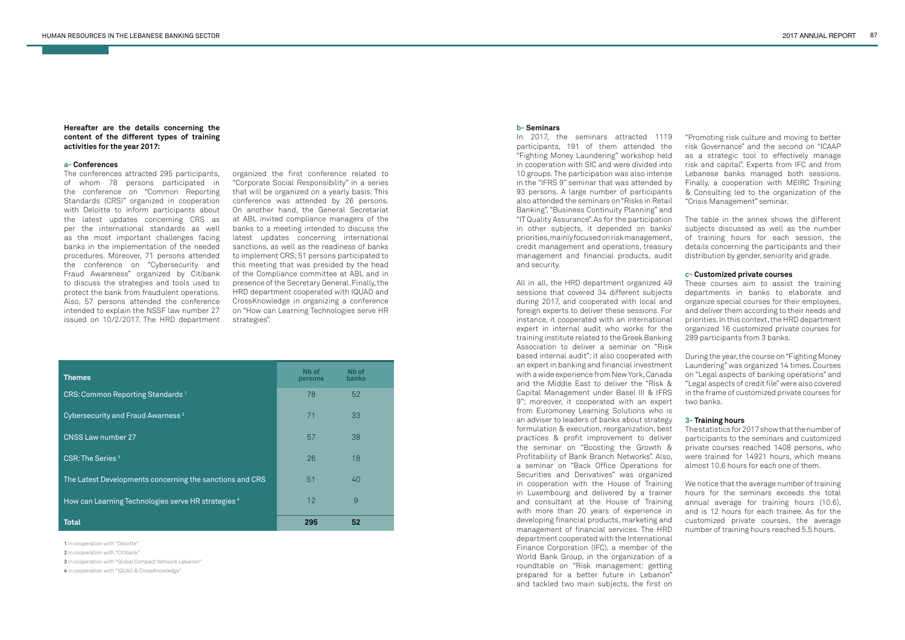**Hereafter are the details concerning the content of the different types of training activities for the year 2017:**

### a- Conferences

The conferences attracted 295 participants, of whom 78 persons participated in the conference on "Common Reporting Standards (CRS)" organized in cooperation with Deloitte to inform participants about the latest updates concerning CRS as per the international standards as well as the most important challenges facing banks in the implementation of the needed procedures. Moreover, 71 persons attended the conference on "Cybersecurity and Fraud Awareness" organized by Citibank to discuss the strategies and tools used to protect the bank from fraudulent operations. Also, 57 persons attended the conference intended to explain the NSSF law number 27 issued on 10/2/2017. The HRD department organized the first conference related to "Corporate Social Responsibility" in a series that will be organized on a yearly basis. This conference was attended by 26 persons. On another hand, the General Secretariat at ABL invited compliance managers of the banks to a meeting intended to discuss the latest updates concerning international sanctions, as well as the readiness of banks to implement CRS; 51 persons participated to this meeting that was presided by the head of the Compliance committee at ABL and in presence of the Secretary General. Finally, the HRD department cooperated with IQUAD and CrossKnowledge in organizing a conference on "How can Learning Technologies serve HR strategies".

| Themes | Nb of persons | Nb of banks |
|---|---|---|
| CRS: Common Reporting Standards [1] | 78 | 52 |
| Cybersecurity and Fraud Awarness [2] | 71 | 33 |
| CNSS Law number 27 | 57 | 38 |
| CSR: The Series [3] | 26 | 18 |
| The Latest Developments concerning the sanctions and CRS | 51 | 40 |
| How can Learning Technologies serve HR strategies [4] | 12 | 9 |
| **Total** | **295** | **52** |

[1] in cooperation with "Deloitte"
[2] in cooperation with "Citibank"
[3] in cooperation with "Global Compact Network Lebanon"
[4] in cooperation with "IQUAD & CrossKnowledge"

### b- Seminars

In 2017, the seminars attracted 1119 participants, 191 of them attended the "Fighting Money Laundering" workshop held in cooperation with SIC and were divided into 10 groups. The participation was also intense in the "IFRS 9" seminar that was attended by 93 persons. A large number of participants also attended the seminars on "Risks in Retail Banking", "Business Continuity Planning" and "IT Quality Assurance". As for the participation in other subjects, it depended on banks' priorities, mainly focused on risk management, credit management and operations, treasury management and financial products, audit and security.

All in all, the HRD department organized 49 sessions that covered 34 different subjects during 2017, and cooperated with local and foreign experts to deliver these sessions. For instance, it cooperated with an international expert in internal audit who works for the training institute related to the Greek Banking Association to deliver a seminar on "Risk based internal audit"; it also cooperated with an expert in banking and financial investment with a wide experience from New York, Canada and the Middle East to deliver the "Risk & Capital Management under Basel III & IFRS 9"; moreover, it cooperated with an expert from Euromoney Learning Solutions who is an adviser to leaders of banks about strategy formulation & execution, reorganization, best practices & profit improvement to deliver the seminar on "Boosting the Growth & Profitability of Bank Branch Networks". Also, a seminar on "Back Office Operations for Securities and Derivatives" was organized in cooperation with the House of Training in Luxembourg and delivered by a trainer and consultant at the House of Training with more than 20 years of experience in developing financial products, marketing and management of financial services. The HRD department cooperated with the International Finance Corporation (IFC), a member of the World Bank Group, in the organization of a roundtable on "Risk management: getting prepared for a better future in Lebanon" and tackled two main subjects, the first on "Promoting risk culture and moving to better risk Governance" and the second on "ICAAP as a strategic tool to effectively manage risk and capital". Experts from IFC and from Lebanese banks managed both sessions. Finally, a cooperation with MEIRC Training & Consulting led to the organization of the "Crisis Management" seminar.

The table in the annex shows the different subjects discussed as well as the number of training hours for each session, the details concerning the participants and their distribution by gender, seniority and grade.

### c- Customized private courses

These courses aim to assist the training departments in banks to elaborate and organize special courses for their employees, and deliver them according to their needs and priorities. In this context, the HRD department organized 16 customized private courses for 289 participants from 3 banks.

During the year, the course on "Fighting Money Laundering" was organized 14 times. Courses on "Legal aspects of banking operations" and "Legal aspects of credit file" were also covered in the frame of customized private courses for two banks.

## 3- Training hours

The statistics for 2017 show that the number of participants to the seminars and customized private courses reached 1408 persons, who were trained for 14921 hours, which means almost 10.6 hours for each one of them.

We notice that the average number of training hours for the seminars exceeds the total annual average for training hours (10.6), and is 12 hours for each trainee. As for the customized private courses, the average number of training hours reached 5.5 hours.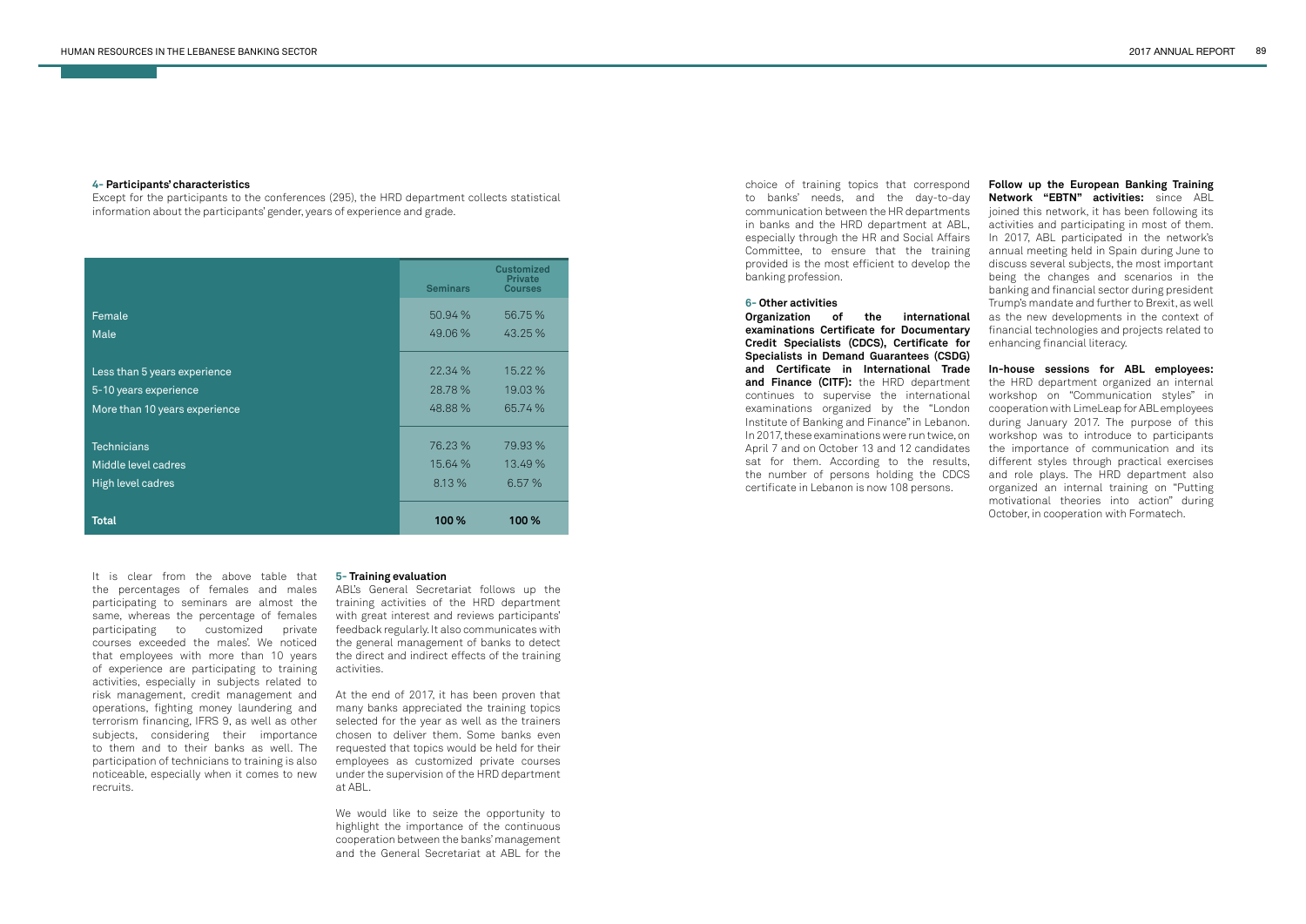#### 4- Participants' characteristics

Except for the participants to the conferences (295), the HRD department collects statistical information about the participants' gender, years of experience and grade.

| | Seminars | Customized Private Courses |
|---|---|---|
| Female | 50.94 % | 56.75 % |
| Male | 49.06 % | 43.25 % |
| Less than 5 years experience | 22.34 % | 15.22 % |
| 5-10 years experience | 28.78 % | 19.03 % |
| More than 10 years experience | 48.88 % | 65.74 % |
| Technicians | 76.23 % | 79.93 % |
| Middle level cadres | 15.64 % | 13.49 % |
| High level cadres | 8.13 % | 6.57 % |
| **Total** | **100 %** | **100 %** |

It is clear from the above table that the percentages of females and males participating to seminars are almost the same, whereas the percentage of females participating to customized private courses exceeded the males'. We noticed that employees with more than 10 years of experience are participating to training activities, especially in subjects related to risk management, credit management and operations, fighting money laundering and terrorism financing, IFRS 9, as well as other subjects, considering their importance to them and to their banks as well. The participation of technicians to training is also noticeable, especially when it comes to new recruits.

#### 5- Training evaluation

ABL's General Secretariat follows up the training activities of the HRD department with great interest and reviews participants' feedback regularly. It also communicates with the general management of banks to detect the direct and indirect effects of the training activities.

At the end of 2017, it has been proven that many banks appreciated the training topics selected for the year as well as the trainers chosen to deliver them. Some banks even requested that topics would be held for their employees as customized private courses under the supervision of the HRD department at ABL.

We would like to seize the opportunity to highlight the importance of the continuous cooperation between the banks' management and the General Secretariat at ABL for the choice of training topics that correspond to banks' needs, and the day-to-day communication between the HR departments in banks and the HRD department at ABL, especially through the HR and Social Affairs Committee, to ensure that the training provided is the most efficient to develop the banking profession.

#### 6- Other activities

**Organization of the international examinations Certificate for Documentary Credit Specialists (CDCS), Certificate for Specialists in Demand Guarantees (CSDG) and Certificate in International Trade and Finance (CITF):** the HRD department continues to supervise the international examinations organized by the "London Institute of Banking and Finance" in Lebanon. In 2017, these examinations were run twice, on April 7 and on October 13 and 12 candidates sat for them. According to the results, the number of persons holding the CDCS certificate in Lebanon is now 108 persons.

**Follow up the European Banking Training Network "EBTN" activities:** since ABL joined this network, it has been following its activities and participating in most of them. In 2017, ABL participated in the network's annual meeting held in Spain during June to discuss several subjects, the most important being the changes and scenarios in the banking and financial sector during president Trump's mandate and further to Brexit, as well as the new developments in the context of financial technologies and projects related to enhancing financial literacy.

**In-house sessions for ABL employees:** the HRD department organized an internal workshop on "Communication styles" in cooperation with LimeLeap for ABL employees during January 2017. The purpose of this workshop was to introduce to participants the importance of communication and its different styles through practical exercises and role plays. The HRD department also organized an internal training on "Putting motivational theories into action" during October, in cooperation with Formatech.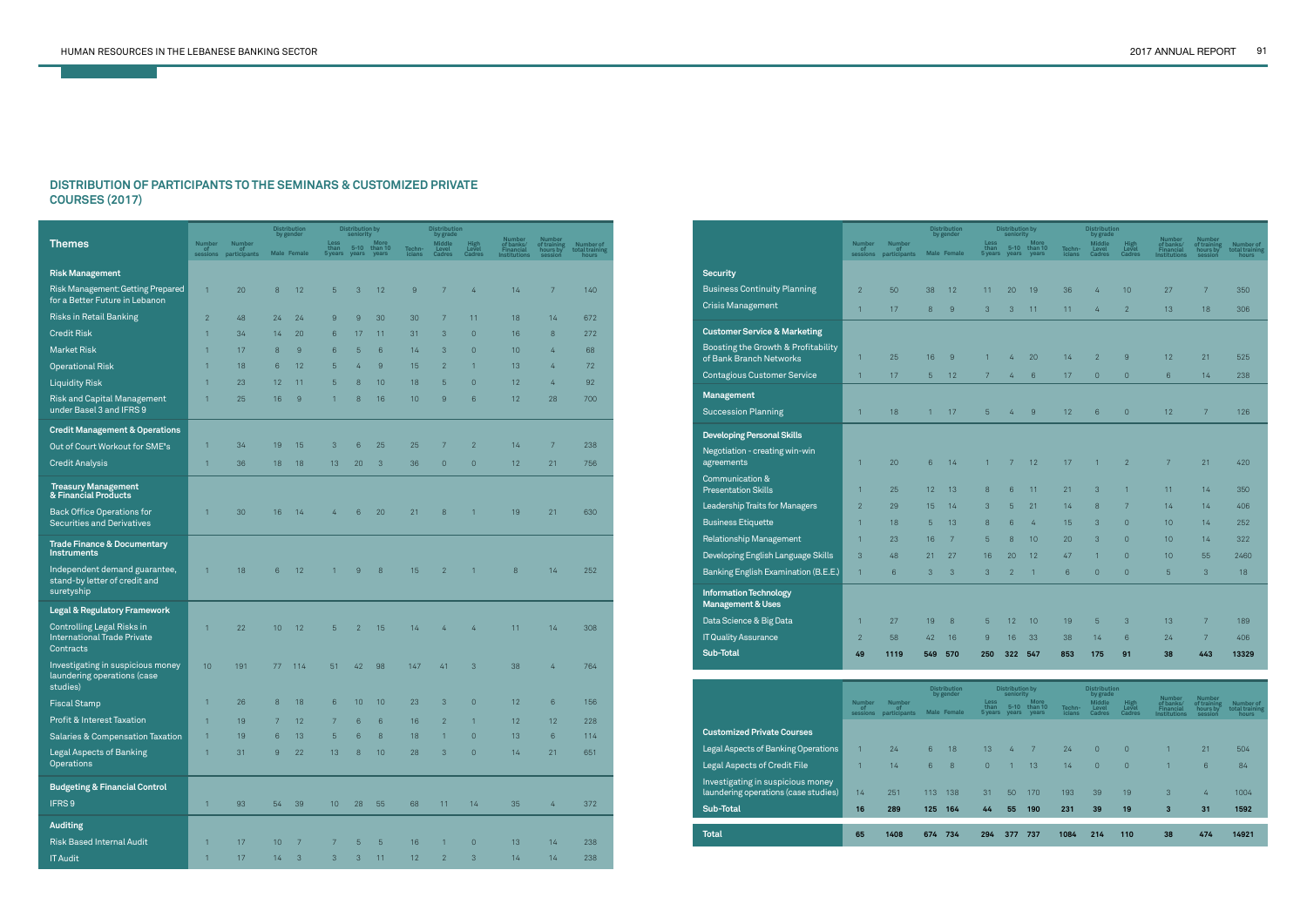## DISTRIBUTION OF PARTICIPANTS TO THE SEMINARS & CUSTOMIZED PRIVATE COURSES (2017)

| Themes | Number of sessions | Number of participants | Distribution by gender: Male | Female | Distribution by seniority: Less than 5 years | 5-10 years | More than 10 years | Distribution by grade: Technicians | Middle Level Cadres | High Level Cadres | Number of banks/ Financial Institutions | Number of training hours by session | Number of total training hours |
|---|---|---|---|---|---|---|---|---|---|---|---|---|---|
| **Risk Management** | | | | | | | | | | | | | |
| Risk Management: Getting Prepared for a Better Future in Lebanon | 1 | 20 | 8 | 12 | 5 | 3 | 12 | 9 | 7 | 4 | 14 | 7 | 140 |
| Risks in Retail Banking | 2 | 48 | 24 | 24 | 9 | 9 | 30 | 30 | 7 | 11 | 18 | 14 | 672 |
| Credit Risk | 1 | 34 | 14 | 20 | 6 | 17 | 11 | 31 | 3 | 0 | 16 | 8 | 272 |
| Market Risk | 1 | 17 | 8 | 9 | 6 | 5 | 6 | 14 | 3 | 0 | 10 | 4 | 68 |
| Operational Risk | 1 | 18 | 6 | 12 | 5 | 4 | 9 | 15 | 2 | 1 | 13 | 4 | 72 |
| Liquidity Risk | 1 | 23 | 12 | 11 | 5 | 8 | 10 | 18 | 5 | 0 | 12 | 4 | 92 |
| Risk and Capital Management under Basel 3 and IFRS 9 | 1 | 25 | 16 | 9 | 1 | 8 | 16 | 10 | 9 | 6 | 12 | 28 | 700 |
| **Credit Management & Operations** | | | | | | | | | | | | | |
| Out of Court Workout for SME's | 1 | 34 | 19 | 15 | 3 | 6 | 25 | 25 | 7 | 2 | 14 | 7 | 238 |
| Credit Analysis | 1 | 36 | 18 | 18 | 13 | 20 | 3 | 36 | 0 | 0 | 12 | 21 | 756 |
| **Treasury Management & Financial Products** | | | | | | | | | | | | | |
| Back Office Operations for Securities and Derivatives | 1 | 30 | 16 | 14 | 4 | 6 | 20 | 21 | 8 | 1 | 19 | 21 | 630 |
| **Trade Finance & Documentary Instruments** | | | | | | | | | | | | | |
| Independent demand guarantee, stand-by letter of credit and suretyship | 1 | 18 | 6 | 12 | 1 | 9 | 8 | 15 | 2 | 1 | 8 | 14 | 252 |
| **Legal & Regulatory Framework** | | | | | | | | | | | | | |
| Controlling Legal Risks in International Trade Private Contracts | 1 | 22 | 10 | 12 | 5 | 2 | 15 | 14 | 4 | 4 | 11 | 14 | 308 |
| Investigating in suspicious money laundering operations (case studies) | 10 | 191 | 77 | 114 | 51 | 42 | 98 | 147 | 41 | 3 | 38 | 4 | 764 |
| Fiscal Stamp | 1 | 26 | 8 | 18 | 6 | 10 | 10 | 23 | 3 | 0 | 12 | 6 | 156 |
| Profit & Interest Taxation | 1 | 19 | 7 | 12 | 7 | 6 | 6 | 16 | 2 | 1 | 12 | 12 | 228 |
| Salaries & Compensation Taxation | 1 | 19 | 6 | 13 | 5 | 6 | 8 | 18 | 1 | 0 | 13 | 6 | 114 |
| Legal Aspects of Banking Operations | 1 | 31 | 9 | 22 | 13 | 8 | 10 | 28 | 3 | 0 | 14 | 21 | 651 |
| **Budgeting & Financial Control** | | | | | | | | | | | | | |
| IFRS 9 | 1 | 93 | 54 | 39 | 10 | 28 | 55 | 68 | 11 | 14 | 35 | 4 | 372 |
| **Auditing** | | | | | | | | | | | | | |
| Risk Based Internal Audit | 1 | 17 | 10 | 7 | 7 | 5 | 5 | 16 | 1 | 0 | 13 | 14 | 238 |
| IT Audit | 1 | 17 | 14 | 3 | 3 | 3 | 11 | 12 | 2 | 3 | 14 | 14 | 238 |
| **Security** | | | | | | | | | | | | | |
| Business Continuity Planning | 2 | 50 | 38 | 12 | 11 | 20 | 19 | 36 | 4 | 10 | 27 | 7 | 350 |
| Crisis Management | 1 | 17 | 8 | 9 | 3 | 3 | 11 | 11 | 4 | 2 | 13 | 18 | 306 |
| **Customer Service & Marketing** | | | | | | | | | | | | | |
| Boosting the Growth & Profitability of Bank Branch Networks | 1 | 25 | 16 | 9 | 1 | 4 | 20 | 14 | 2 | 9 | 12 | 21 | 525 |
| Contagious Customer Service | 1 | 17 | 5 | 12 | 7 | 4 | 6 | 17 | 0 | 0 | 6 | 14 | 238 |
| **Management** | | | | | | | | | | | | | |
| Succession Planning | 1 | 18 | 1 | 17 | 5 | 4 | 9 | 12 | 6 | 0 | 12 | 7 | 126 |
| **Developing Personal Skills** | | | | | | | | | | | | | |
| Negotiation - creating win-win agreements | 1 | 20 | 6 | 14 | 1 | 7 | 12 | 17 | 1 | 2 | 7 | 21 | 420 |
| Communication & Presentation Skills | 1 | 25 | 12 | 13 | 8 | 6 | 11 | 21 | 3 | 1 | 11 | 14 | 350 |
| Leadership Traits for Managers | 2 | 29 | 15 | 14 | 3 | 5 | 21 | 14 | 8 | 7 | 14 | 14 | 406 |
| Business Etiquette | 1 | 18 | 5 | 13 | 8 | 6 | 4 | 15 | 3 | 0 | 10 | 14 | 252 |
| Relationship Management | 1 | 23 | 16 | 7 | 5 | 8 | 10 | 20 | 3 | 0 | 10 | 14 | 322 |
| Developing English Language Skills | 3 | 48 | 21 | 27 | 16 | 20 | 12 | 47 | 1 | 0 | 10 | 55 | 2460 |
| Banking English Examination (B.E.E.) | 1 | 6 | 3 | 3 | 3 | 2 | 1 | 6 | 0 | 0 | 5 | 3 | 18 |
| **Information Technology Management & Uses** | | | | | | | | | | | | | |
| Data Science & Big Data | 1 | 27 | 19 | 8 | 5 | 12 | 10 | 19 | 5 | 3 | 13 | 7 | 189 |
| IT Quality Assurance | 2 | 58 | 42 | 16 | 9 | 16 | 33 | 38 | 14 | 6 | 24 | 7 | 406 |
| **Sub-Total** | **49** | **1119** | **549** | **570** | **250** | **322** | **547** | **853** | **175** | **91** | **38** | **443** | **13329** |

| | Number of sessions | Number of participants | Distribution by gender: Male | Female | Distribution by seniority: Less than 5 years | 5-10 years | More than 10 years | Distribution by grade: Technicians | Middle Level Cadres | High Level Cadres | Number of banks/ Financial Institutions | Number of training hours by session | Number of total training hours |
|---|---|---|---|---|---|---|---|---|---|---|---|---|---|
| **Customized Private Courses** | | | | | | | | | | | | | |
| Legal Aspects of Banking Operations | 1 | 24 | 6 | 18 | 13 | 4 | 7 | 24 | 0 | 0 | 1 | 21 | 504 |
| Legal Aspects of Credit File | 1 | 14 | 6 | 8 | 0 | 1 | 13 | 14 | 0 | 0 | 1 | 6 | 84 |
| Investigating in suspicious money laundering operations (case studies) | 14 | 251 | 113 | 138 | 31 | 50 | 170 | 193 | 39 | 19 | 3 | 4 | 1004 |
| **Sub-Total** | **16** | **289** | **125** | **164** | **44** | **55** | **190** | **231** | **39** | **19** | **3** | **31** | **1592** |
| **Total** | **65** | **1408** | **674** | **734** | **294** | **377** | **737** | **1084** | **214** | **110** | **38** | **474** | **14921** |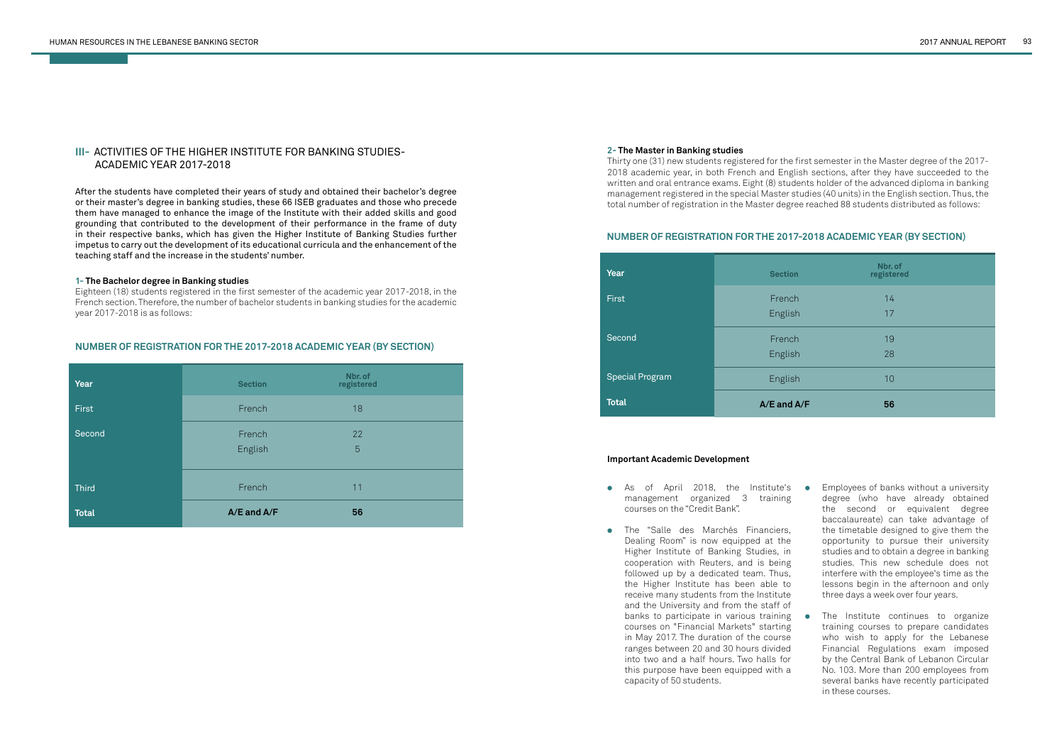## III- ACTIVITIES OF THE HIGHER INSTITUTE FOR BANKING STUDIES-ACADEMIC YEAR 2017-2018

After the students have completed their years of study and obtained their bachelor's degree or their master's degree in banking studies, these 66 ISEB graduates and those who precede them have managed to enhance the image of the Institute with their added skills and good grounding that contributed to the development of their performance in the frame of duty in their respective banks, which has given the Higher Institute of Banking Studies further impetus to carry out the development of its educational curricula and the enhancement of the teaching staff and the increase in the students' number.

### 1- The Bachelor degree in Banking studies

Eighteen (18) students registered in the first semester of the academic year 2017-2018, in the French section. Therefore, the number of bachelor students in banking studies for the academic year 2017-2018 is as follows:

#### NUMBER OF REGISTRATION FOR THE 2017-2018 ACADEMIC YEAR (BY SECTION)

| Year | Section | Nbr. of registered |
|---|---|---|
| First | French | 18 |
| Second | French | 22 |
| | English | 5 |
| Third | French | 11 |
| **Total** | **A/E and A/F** | **56** |

### 2- The Master in Banking studies

Thirty one (31) new students registered for the first semester in the Master degree of the 2017-2018 academic year, in both French and English sections, after they have succeeded to the written and oral entrance exams. Eight (8) students holder of the advanced diploma in banking management registered in the special Master studies (40 units) in the English section. Thus, the total number of registration in the Master degree reached 88 students distributed as follows:

#### NUMBER OF REGISTRATION FOR THE 2017-2018 ACADEMIC YEAR (BY SECTION)

| Year | Section | Nbr. of registered |
|---|---|---|
| First | French | 14 |
| | English | 17 |
| Second | French | 19 |
| | English | 28 |
| Special Program | English | 10 |
| **Total** | **A/E and A/F** | **56** |

#### Important Academic Development

- As of April 2018, the Institute's management organized 3 training courses on the "Credit Bank".
- The "Salle des Marchés Financiers, Dealing Room" is now equipped at the Higher Institute of Banking Studies, in cooperation with Reuters, and is being followed up by a dedicated team. Thus, the Higher Institute has been able to receive many students from the Institute and the University and from the staff of banks to participate in various training courses on "Financial Markets" starting in May 2017. The duration of the course ranges between 20 and 30 hours divided into two and a half hours. Two halls for this purpose have been equipped with a capacity of 50 students.
- Employees of banks without a university degree (who have already obtained the second or equivalent degree baccalaureate) can take advantage of the timetable designed to give them the opportunity to pursue their university studies and to obtain a degree in banking studies. This new schedule does not interfere with the employee's time as the lessons begin in the afternoon and only three days a week over four years.
- The Institute continues to organize training courses to prepare candidates who wish to apply for the Lebanese Financial Regulations exam imposed by the Central Bank of Lebanon Circular No. 103. More than 200 employees from several banks have recently participated in these courses.